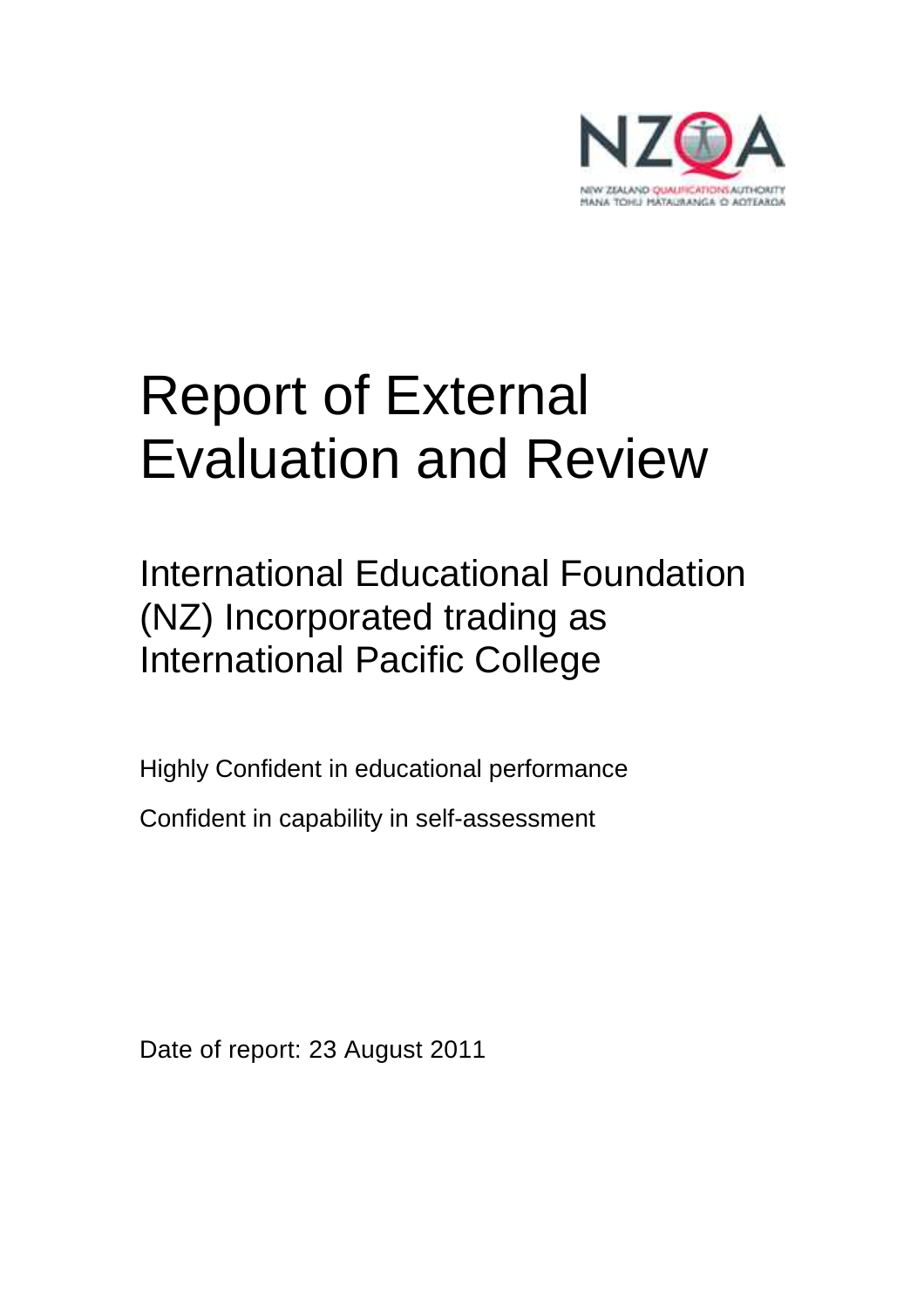# Report of External Evaluation and Review

## International Educational Foundation (NZ) Incorporated trading as International Pacific College

Highly Confident in educational performance

Confident in capability in self-assessment

Date of report: 23 August 2011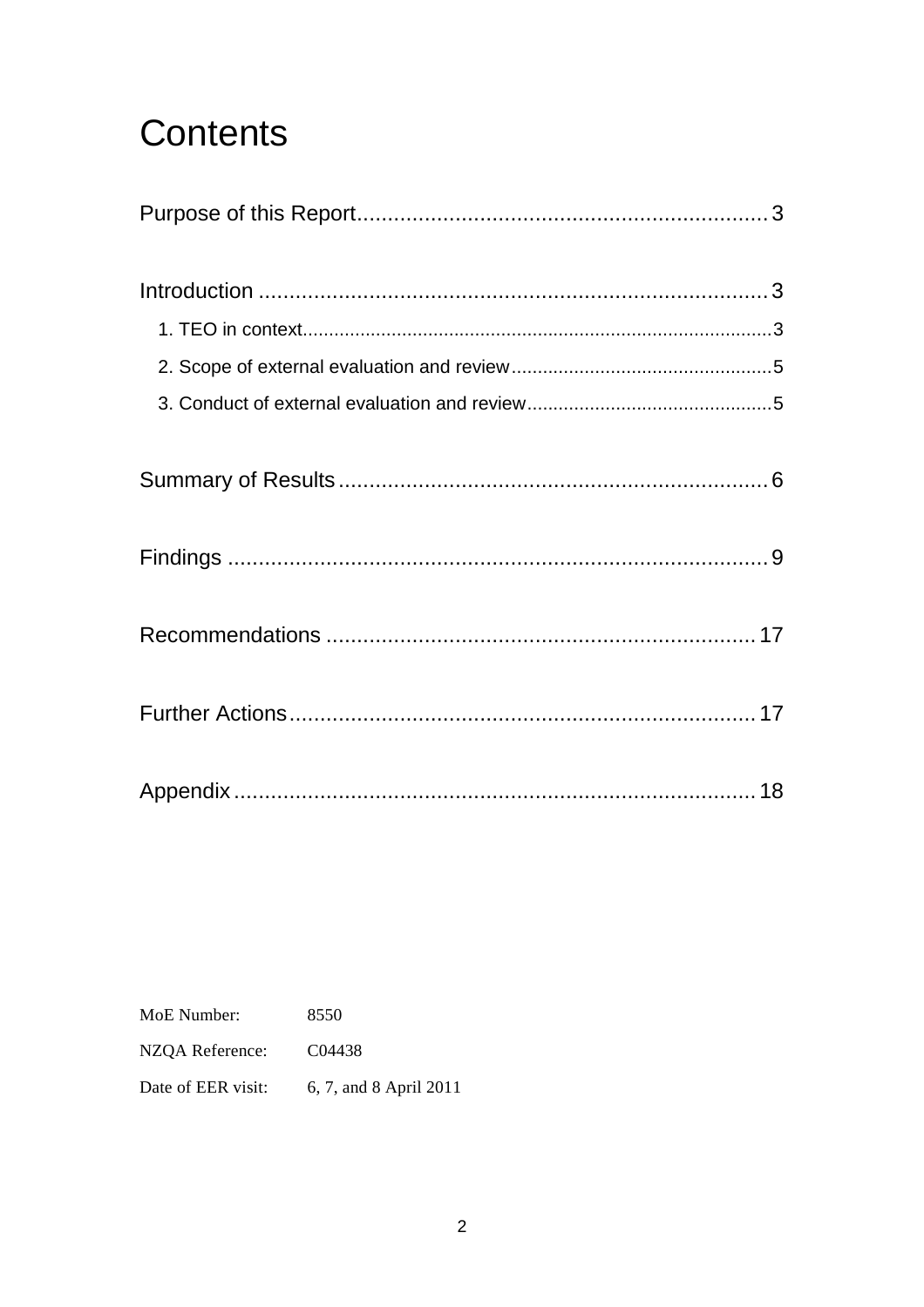# Contents

Purpose of this Report .......... 3

Introduction .......... 3

- 1. TEO in context .......... 3
- 2. Scope of external evaluation and review .......... 5
- 3. Conduct of external evaluation and review .......... 5

Summary of Results .......... 6

Findings .......... 9

Recommendations .......... 17

Further Actions .......... 17

Appendix .......... 18

MoE Number: 8550

NZQA Reference: C04438

Date of EER visit: 6, 7, and 8 April 2011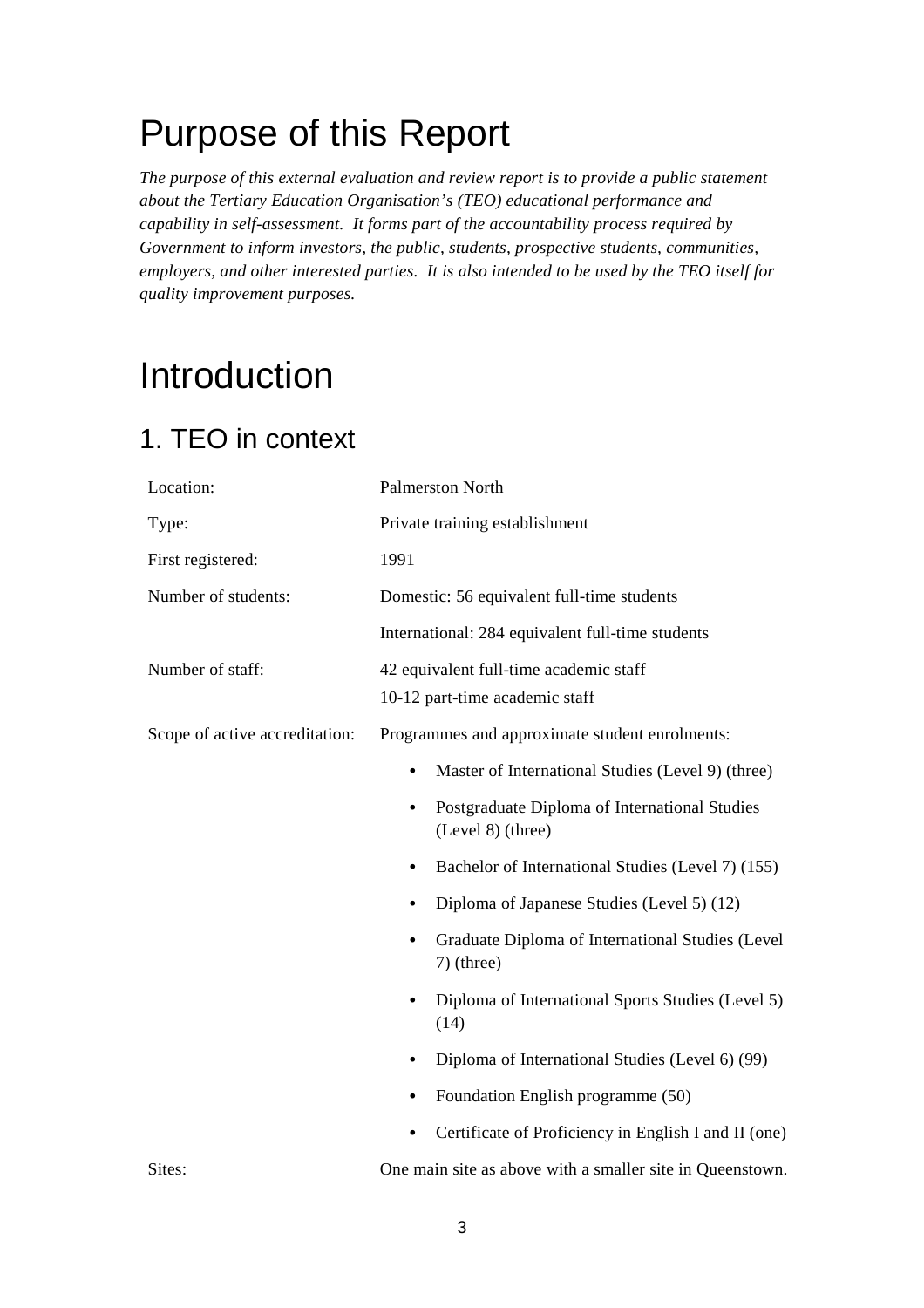# Purpose of this Report

*The purpose of this external evaluation and review report is to provide a public statement about the Tertiary Education Organisation's (TEO) educational performance and capability in self-assessment. It forms part of the accountability process required by Government to inform investors, the public, students, prospective students, communities, employers, and other interested parties. It is also intended to be used by the TEO itself for quality improvement purposes.*

# Introduction

## 1. TEO in context

| | |
|---|---|
| Location: | Palmerston North |
| Type: | Private training establishment |
| First registered: | 1991 |
| Number of students: | Domestic: 56 equivalent full-time students<br>International: 284 equivalent full-time students |
| Number of staff: | 42 equivalent full-time academic staff<br>10-12 part-time academic staff |
| Scope of active accreditation: | Programmes and approximate student enrolments:<br>• Master of International Studies (Level 9) (three)<br>• Postgraduate Diploma of International Studies (Level 8) (three)<br>• Bachelor of International Studies (Level 7) (155)<br>• Diploma of Japanese Studies (Level 5) (12)<br>• Graduate Diploma of International Studies (Level 7) (three)<br>• Diploma of International Sports Studies (Level 5) (14)<br>• Diploma of International Studies (Level 6) (99)<br>• Foundation English programme (50)<br>• Certificate of Proficiency in English I and II (one) |
| Sites: | One main site as above with a smaller site in Queenstown. |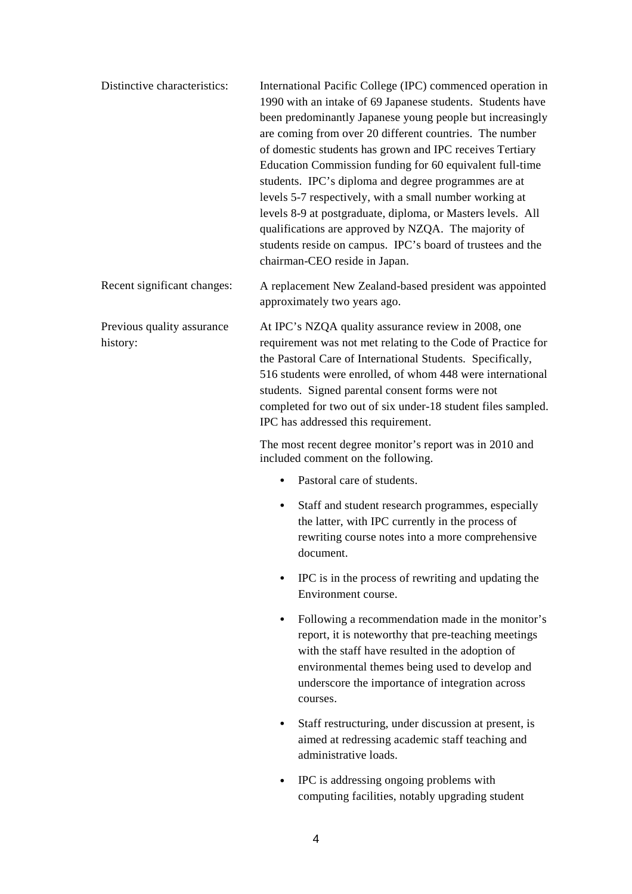| | |
|---|---|
| Distinctive characteristics: | International Pacific College (IPC) commenced operation in 1990 with an intake of 69 Japanese students. Students have been predominantly Japanese young people but increasingly are coming from over 20 different countries. The number of domestic students has grown and IPC receives Tertiary Education Commission funding for 60 equivalent full-time students. IPC's diploma and degree programmes are at levels 5-7 respectively, with a small number working at levels 8-9 at postgraduate, diploma, or Masters levels. All qualifications are approved by NZQA. The majority of students reside on campus. IPC's board of trustees and the chairman-CEO reside in Japan. |
| Recent significant changes: | A replacement New Zealand-based president was appointed approximately two years ago. |
| Previous quality assurance history: | At IPC's NZQA quality assurance review in 2008, one requirement was not met relating to the Code of Practice for the Pastoral Care of International Students. Specifically, 516 students were enrolled, of whom 448 were international students. Signed parental consent forms were not completed for two out of six under-18 student files sampled. IPC has addressed this requirement. |

The most recent degree monitor's report was in 2010 and included comment on the following.

- Pastoral care of students.
- Staff and student research programmes, especially the latter, with IPC currently in the process of rewriting course notes into a more comprehensive document.
- IPC is in the process of rewriting and updating the Environment course.
- Following a recommendation made in the monitor's report, it is noteworthy that pre-teaching meetings with the staff have resulted in the adoption of environmental themes being used to develop and underscore the importance of integration across courses.
- Staff restructuring, under discussion at present, is aimed at redressing academic staff teaching and administrative loads.
- IPC is addressing ongoing problems with computing facilities, notably upgrading student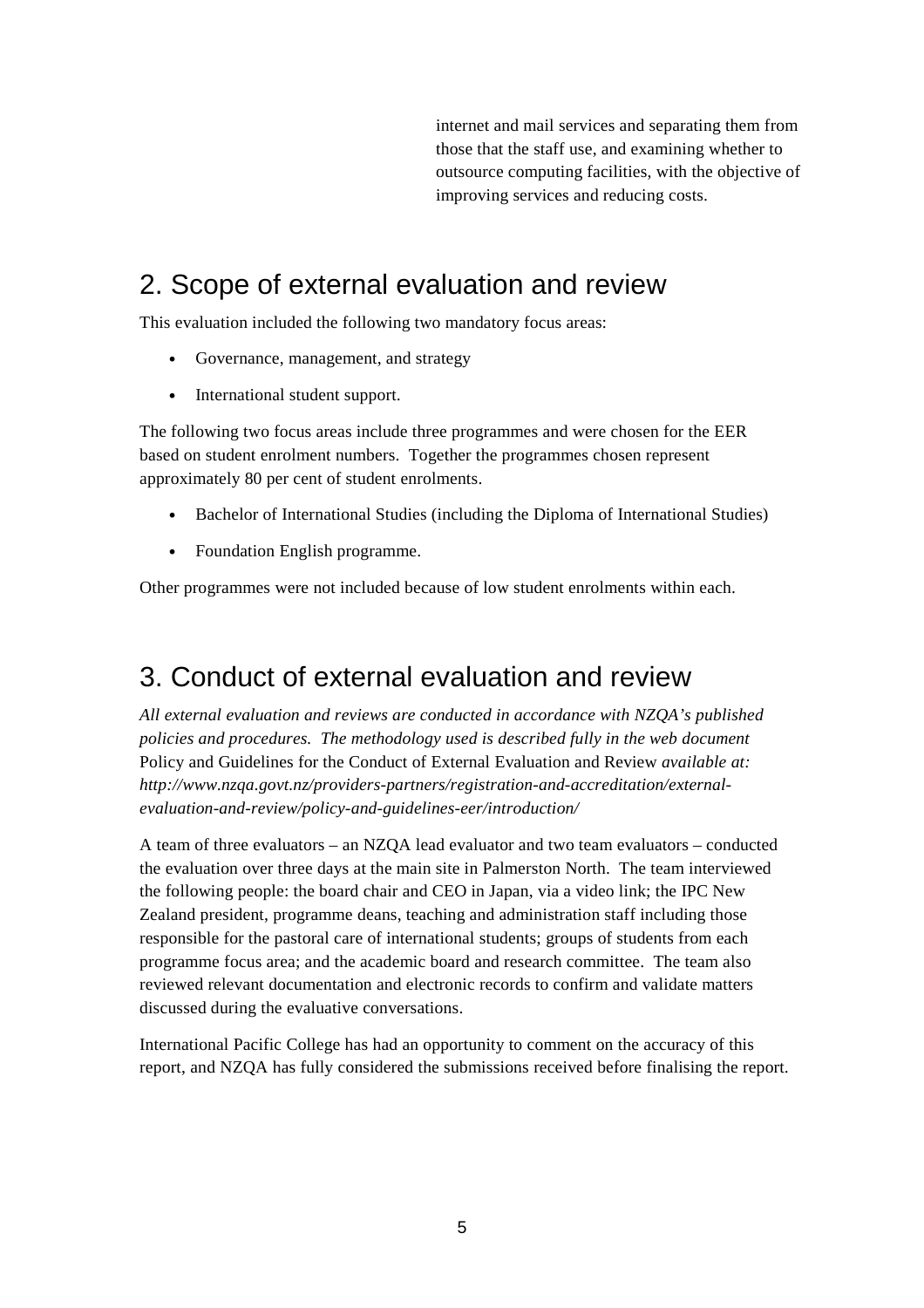internet and mail services and separating them from those that the staff use, and examining whether to outsource computing facilities, with the objective of improving services and reducing costs.

## 2. Scope of external evaluation and review

This evaluation included the following two mandatory focus areas:

- Governance, management, and strategy
- International student support.

The following two focus areas include three programmes and were chosen for the EER based on student enrolment numbers. Together the programmes chosen represent approximately 80 per cent of student enrolments.

- Bachelor of International Studies (including the Diploma of International Studies)
- Foundation English programme.

Other programmes were not included because of low student enrolments within each.

## 3. Conduct of external evaluation and review

*All external evaluation and reviews are conducted in accordance with NZQA's published policies and procedures. The methodology used is described fully in the web document* Policy and Guidelines for the Conduct of External Evaluation and Review *available at: http://www.nzqa.govt.nz/providers-partners/registration-and-accreditation/external-evaluation-and-review/policy-and-guidelines-eer/introduction/*

A team of three evaluators – an NZQA lead evaluator and two team evaluators – conducted the evaluation over three days at the main site in Palmerston North. The team interviewed the following people: the board chair and CEO in Japan, via a video link; the IPC New Zealand president, programme deans, teaching and administration staff including those responsible for the pastoral care of international students; groups of students from each programme focus area; and the academic board and research committee. The team also reviewed relevant documentation and electronic records to confirm and validate matters discussed during the evaluative conversations.

International Pacific College has had an opportunity to comment on the accuracy of this report, and NZQA has fully considered the submissions received before finalising the report.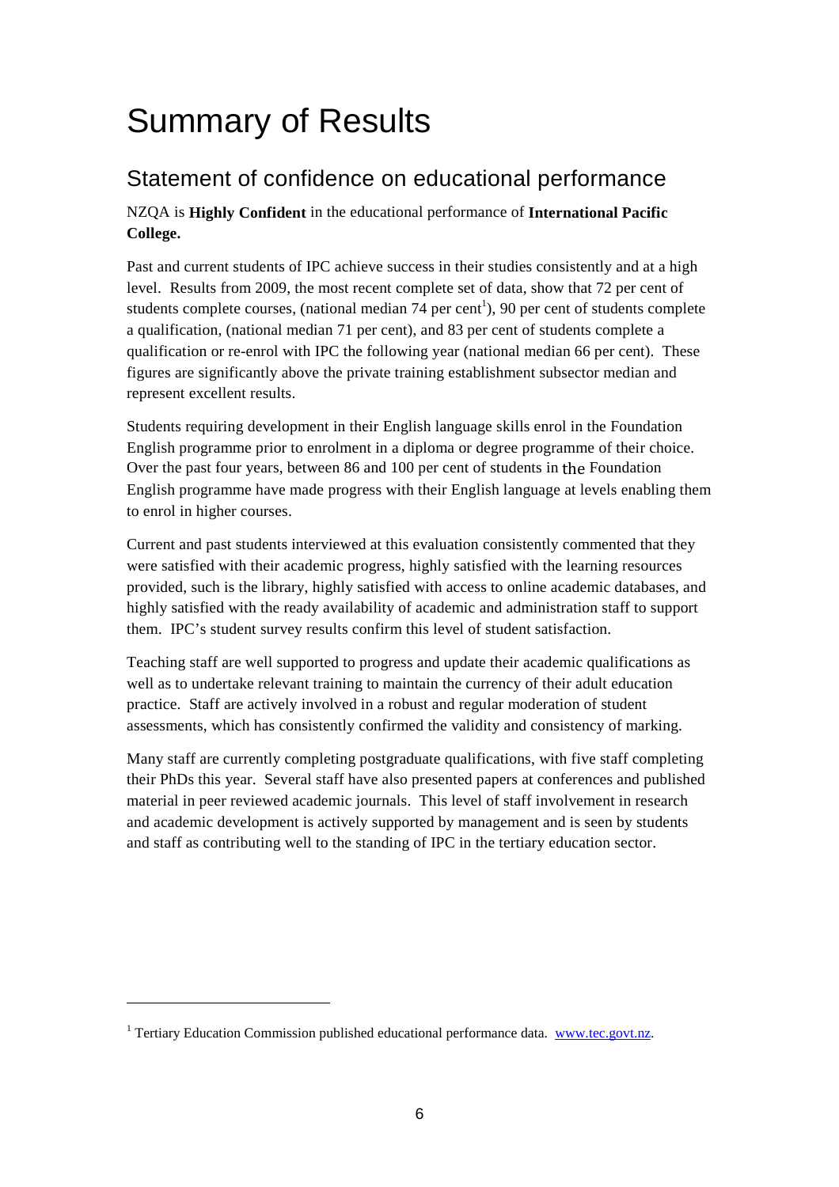# Summary of Results

## Statement of confidence on educational performance

NZQA is **Highly Confident** in the educational performance of **International Pacific College.**

Past and current students of IPC achieve success in their studies consistently and at a high level. Results from 2009, the most recent complete set of data, show that 72 per cent of students complete courses, (national median 74 per cent[1]), 90 per cent of students complete a qualification, (national median 71 per cent), and 83 per cent of students complete a qualification or re-enrol with IPC the following year (national median 66 per cent). These figures are significantly above the private training establishment subsector median and represent excellent results.

Students requiring development in their English language skills enrol in the Foundation English programme prior to enrolment in a diploma or degree programme of their choice. Over the past four years, between 86 and 100 per cent of students in the Foundation English programme have made progress with their English language at levels enabling them to enrol in higher courses.

Current and past students interviewed at this evaluation consistently commented that they were satisfied with their academic progress, highly satisfied with the learning resources provided, such is the library, highly satisfied with access to online academic databases, and highly satisfied with the ready availability of academic and administration staff to support them. IPC's student survey results confirm this level of student satisfaction.

Teaching staff are well supported to progress and update their academic qualifications as well as to undertake relevant training to maintain the currency of their adult education practice. Staff are actively involved in a robust and regular moderation of student assessments, which has consistently confirmed the validity and consistency of marking.

Many staff are currently completing postgraduate qualifications, with five staff completing their PhDs this year. Several staff have also presented papers at conferences and published material in peer reviewed academic journals. This level of staff involvement in research and academic development is actively supported by management and is seen by students and staff as contributing well to the standing of IPC in the tertiary education sector.

---

[1] Tertiary Education Commission published educational performance data. www.tec.govt.nz.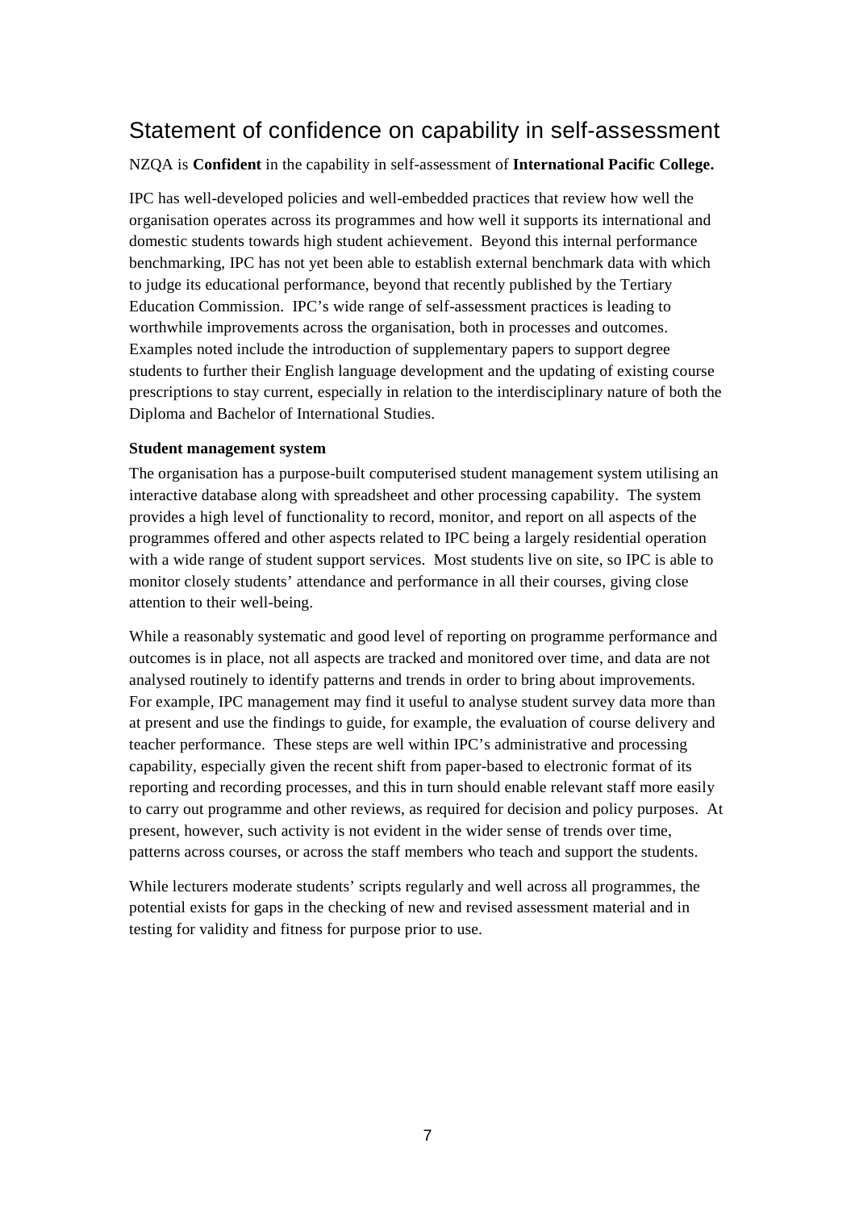## Statement of confidence on capability in self-assessment

NZQA is **Confident** in the capability in self-assessment of **International Pacific College.**

IPC has well-developed policies and well-embedded practices that review how well the organisation operates across its programmes and how well it supports its international and domestic students towards high student achievement. Beyond this internal performance benchmarking, IPC has not yet been able to establish external benchmark data with which to judge its educational performance, beyond that recently published by the Tertiary Education Commission. IPC's wide range of self-assessment practices is leading to worthwhile improvements across the organisation, both in processes and outcomes. Examples noted include the introduction of supplementary papers to support degree students to further their English language development and the updating of existing course prescriptions to stay current, especially in relation to the interdisciplinary nature of both the Diploma and Bachelor of International Studies.

**Student management system**

The organisation has a purpose-built computerised student management system utilising an interactive database along with spreadsheet and other processing capability. The system provides a high level of functionality to record, monitor, and report on all aspects of the programmes offered and other aspects related to IPC being a largely residential operation with a wide range of student support services. Most students live on site, so IPC is able to monitor closely students' attendance and performance in all their courses, giving close attention to their well-being.

While a reasonably systematic and good level of reporting on programme performance and outcomes is in place, not all aspects are tracked and monitored over time, and data are not analysed routinely to identify patterns and trends in order to bring about improvements. For example, IPC management may find it useful to analyse student survey data more than at present and use the findings to guide, for example, the evaluation of course delivery and teacher performance. These steps are well within IPC's administrative and processing capability, especially given the recent shift from paper-based to electronic format of its reporting and recording processes, and this in turn should enable relevant staff more easily to carry out programme and other reviews, as required for decision and policy purposes. At present, however, such activity is not evident in the wider sense of trends over time, patterns across courses, or across the staff members who teach and support the students.

While lecturers moderate students' scripts regularly and well across all programmes, the potential exists for gaps in the checking of new and revised assessment material and in testing for validity and fitness for purpose prior to use.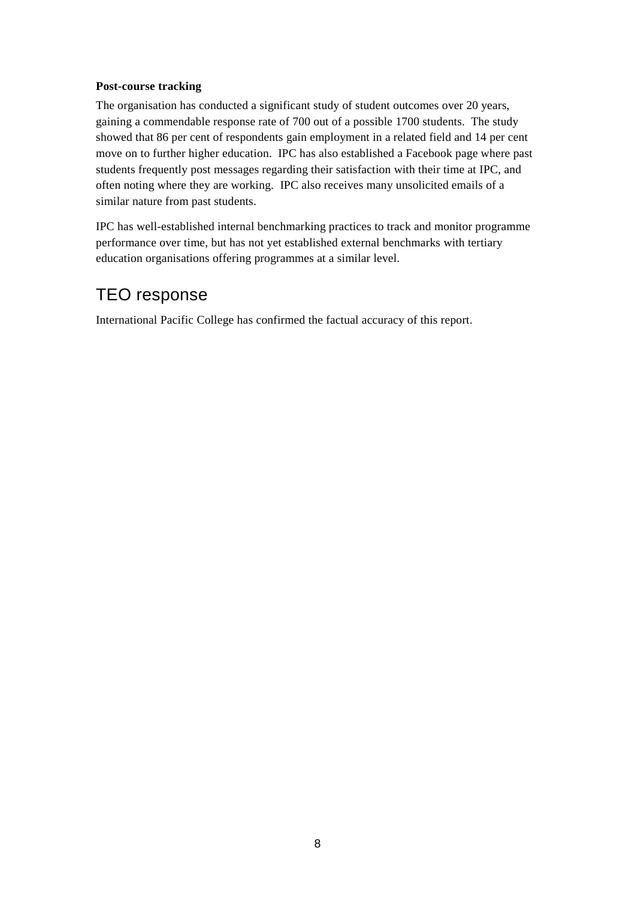**Post-course tracking**

The organisation has conducted a significant study of student outcomes over 20 years, gaining a commendable response rate of 700 out of a possible 1700 students. The study showed that 86 per cent of respondents gain employment in a related field and 14 per cent move on to further higher education. IPC has also established a Facebook page where past students frequently post messages regarding their satisfaction with their time at IPC, and often noting where they are working. IPC also receives many unsolicited emails of a similar nature from past students.

IPC has well-established internal benchmarking practices to track and monitor programme performance over time, but has not yet established external benchmarks with tertiary education organisations offering programmes at a similar level.

## TEO response

International Pacific College has confirmed the factual accuracy of this report.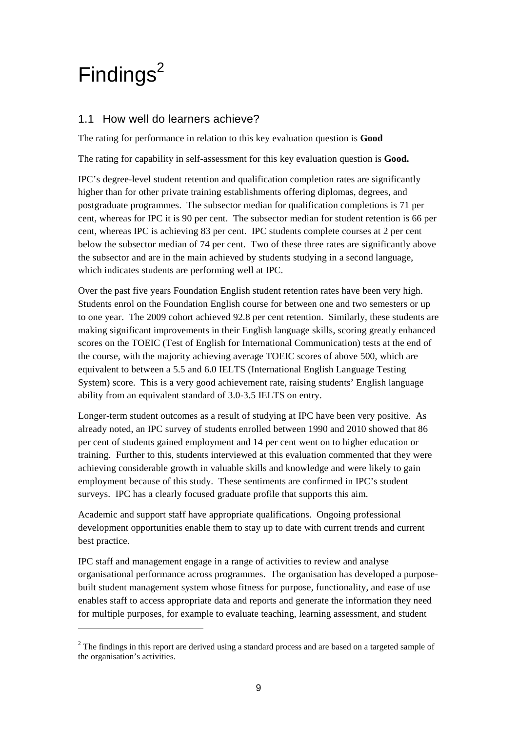# Findings[2]

## 1.1 How well do learners achieve?

The rating for performance in relation to this key evaluation question is **Good**

The rating for capability in self-assessment for this key evaluation question is **Good.**

IPC's degree-level student retention and qualification completion rates are significantly higher than for other private training establishments offering diplomas, degrees, and postgraduate programmes. The subsector median for qualification completions is 71 per cent, whereas for IPC it is 90 per cent. The subsector median for student retention is 66 per cent, whereas IPC is achieving 83 per cent. IPC students complete courses at 2 per cent below the subsector median of 74 per cent. Two of these three rates are significantly above the subsector and are in the main achieved by students studying in a second language, which indicates students are performing well at IPC.

Over the past five years Foundation English student retention rates have been very high. Students enrol on the Foundation English course for between one and two semesters or up to one year. The 2009 cohort achieved 92.8 per cent retention. Similarly, these students are making significant improvements in their English language skills, scoring greatly enhanced scores on the TOEIC (Test of English for International Communication) tests at the end of the course, with the majority achieving average TOEIC scores of above 500, which are equivalent to between a 5.5 and 6.0 IELTS (International English Language Testing System) score. This is a very good achievement rate, raising students' English language ability from an equivalent standard of 3.0-3.5 IELTS on entry.

Longer-term student outcomes as a result of studying at IPC have been very positive. As already noted, an IPC survey of students enrolled between 1990 and 2010 showed that 86 per cent of students gained employment and 14 per cent went on to higher education or training. Further to this, students interviewed at this evaluation commented that they were achieving considerable growth in valuable skills and knowledge and were likely to gain employment because of this study. These sentiments are confirmed in IPC's student surveys. IPC has a clearly focused graduate profile that supports this aim.

Academic and support staff have appropriate qualifications. Ongoing professional development opportunities enable them to stay up to date with current trends and current best practice.

IPC staff and management engage in a range of activities to review and analyse organisational performance across programmes. The organisation has developed a purpose-built student management system whose fitness for purpose, functionality, and ease of use enables staff to access appropriate data and reports and generate the information they need for multiple purposes, for example to evaluate teaching, learning assessment, and student

[2] The findings in this report are derived using a standard process and are based on a targeted sample of the organisation's activities.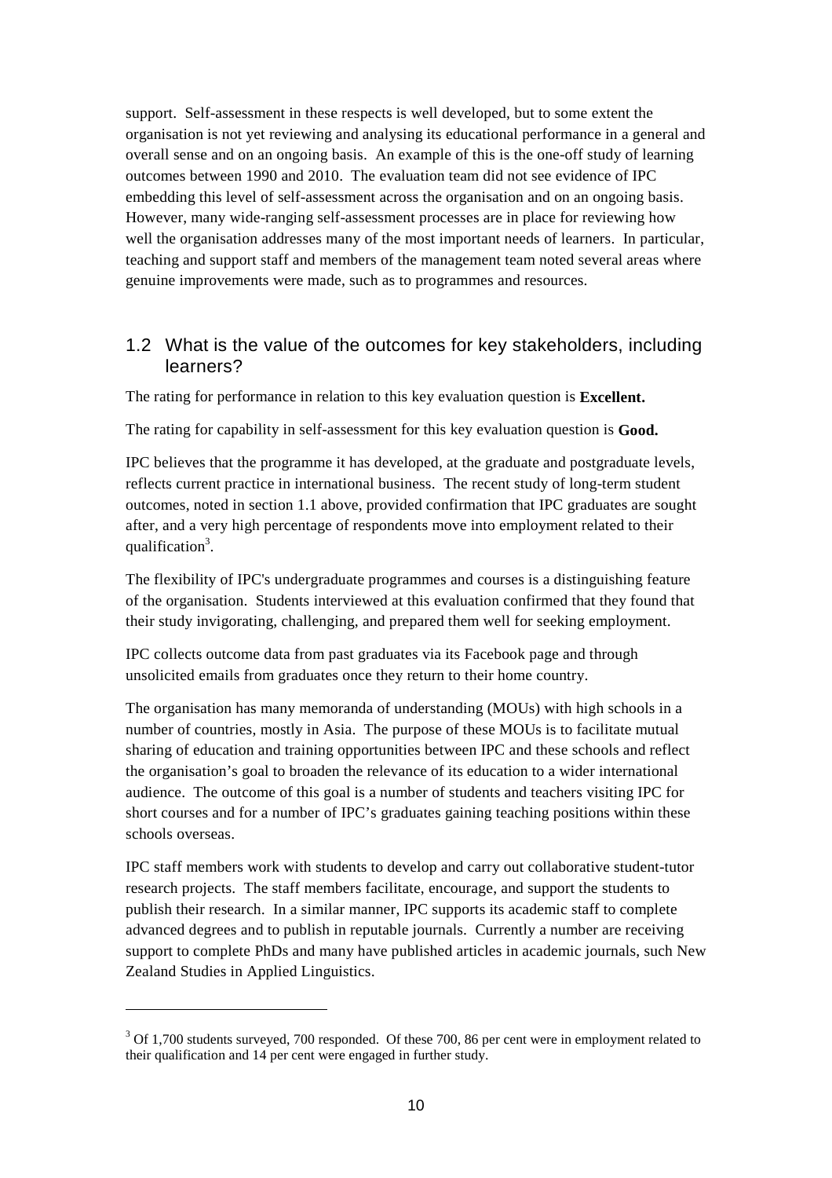support. Self-assessment in these respects is well developed, but to some extent the organisation is not yet reviewing and analysing its educational performance in a general and overall sense and on an ongoing basis. An example of this is the one-off study of learning outcomes between 1990 and 2010. The evaluation team did not see evidence of IPC embedding this level of self-assessment across the organisation and on an ongoing basis. However, many wide-ranging self-assessment processes are in place for reviewing how well the organisation addresses many of the most important needs of learners. In particular, teaching and support staff and members of the management team noted several areas where genuine improvements were made, such as to programmes and resources.

## 1.2 What is the value of the outcomes for key stakeholders, including learners?

The rating for performance in relation to this key evaluation question is **Excellent.**

The rating for capability in self-assessment for this key evaluation question is **Good.**

IPC believes that the programme it has developed, at the graduate and postgraduate levels, reflects current practice in international business. The recent study of long-term student outcomes, noted in section 1.1 above, provided confirmation that IPC graduates are sought after, and a very high percentage of respondents move into employment related to their qualification[3].

The flexibility of IPC's undergraduate programmes and courses is a distinguishing feature of the organisation. Students interviewed at this evaluation confirmed that they found that their study invigorating, challenging, and prepared them well for seeking employment.

IPC collects outcome data from past graduates via its Facebook page and through unsolicited emails from graduates once they return to their home country.

The organisation has many memoranda of understanding (MOUs) with high schools in a number of countries, mostly in Asia. The purpose of these MOUs is to facilitate mutual sharing of education and training opportunities between IPC and these schools and reflect the organisation's goal to broaden the relevance of its education to a wider international audience. The outcome of this goal is a number of students and teachers visiting IPC for short courses and for a number of IPC's graduates gaining teaching positions within these schools overseas.

IPC staff members work with students to develop and carry out collaborative student-tutor research projects. The staff members facilitate, encourage, and support the students to publish their research. In a similar manner, IPC supports its academic staff to complete advanced degrees and to publish in reputable journals. Currently a number are receiving support to complete PhDs and many have published articles in academic journals, such New Zealand Studies in Applied Linguistics.

---

[3] Of 1,700 students surveyed, 700 responded. Of these 700, 86 per cent were in employment related to their qualification and 14 per cent were engaged in further study.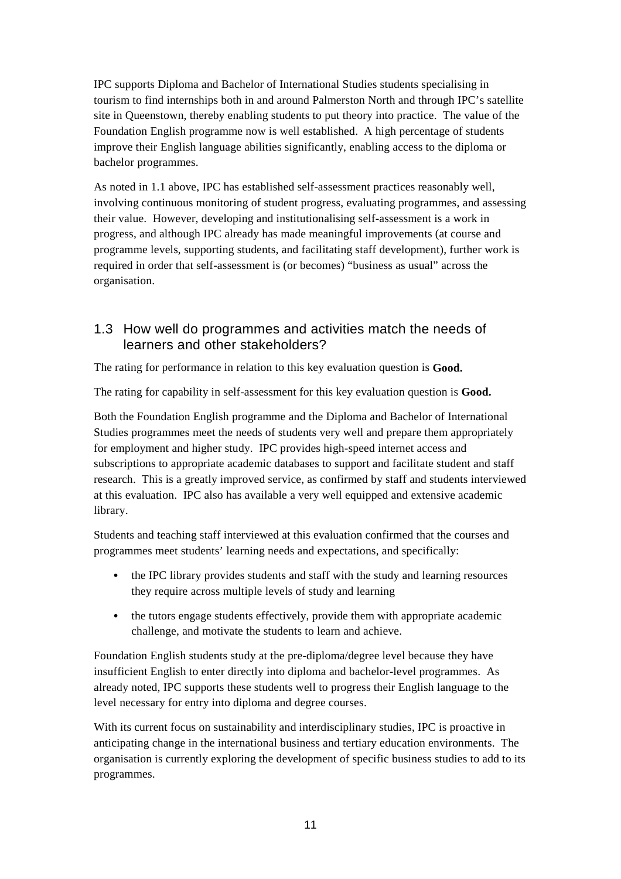IPC supports Diploma and Bachelor of International Studies students specialising in tourism to find internships both in and around Palmerston North and through IPC's satellite site in Queenstown, thereby enabling students to put theory into practice. The value of the Foundation English programme now is well established. A high percentage of students improve their English language abilities significantly, enabling access to the diploma or bachelor programmes.

As noted in 1.1 above, IPC has established self-assessment practices reasonably well, involving continuous monitoring of student progress, evaluating programmes, and assessing their value. However, developing and institutionalising self-assessment is a work in progress, and although IPC already has made meaningful improvements (at course and programme levels, supporting students, and facilitating staff development), further work is required in order that self-assessment is (or becomes) "business as usual" across the organisation.

## 1.3 How well do programmes and activities match the needs of learners and other stakeholders?

The rating for performance in relation to this key evaluation question is **Good.**

The rating for capability in self-assessment for this key evaluation question is **Good.**

Both the Foundation English programme and the Diploma and Bachelor of International Studies programmes meet the needs of students very well and prepare them appropriately for employment and higher study. IPC provides high-speed internet access and subscriptions to appropriate academic databases to support and facilitate student and staff research. This is a greatly improved service, as confirmed by staff and students interviewed at this evaluation. IPC also has available a very well equipped and extensive academic library.

Students and teaching staff interviewed at this evaluation confirmed that the courses and programmes meet students' learning needs and expectations, and specifically:

- the IPC library provides students and staff with the study and learning resources they require across multiple levels of study and learning
- the tutors engage students effectively, provide them with appropriate academic challenge, and motivate the students to learn and achieve.

Foundation English students study at the pre-diploma/degree level because they have insufficient English to enter directly into diploma and bachelor-level programmes. As already noted, IPC supports these students well to progress their English language to the level necessary for entry into diploma and degree courses.

With its current focus on sustainability and interdisciplinary studies, IPC is proactive in anticipating change in the international business and tertiary education environments. The organisation is currently exploring the development of specific business studies to add to its programmes.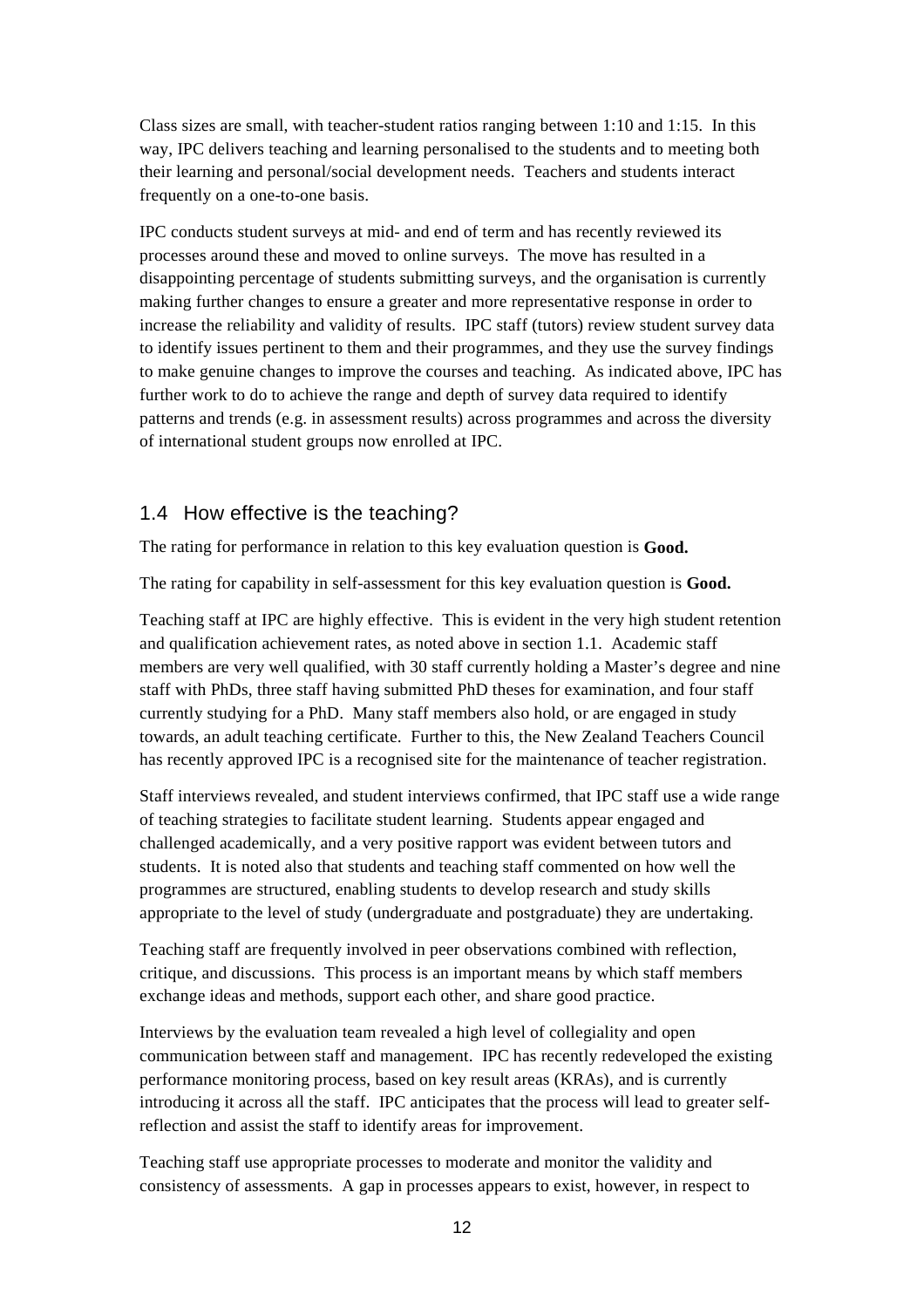Class sizes are small, with teacher-student ratios ranging between 1:10 and 1:15. In this way, IPC delivers teaching and learning personalised to the students and to meeting both their learning and personal/social development needs. Teachers and students interact frequently on a one-to-one basis.

IPC conducts student surveys at mid- and end of term and has recently reviewed its processes around these and moved to online surveys. The move has resulted in a disappointing percentage of students submitting surveys, and the organisation is currently making further changes to ensure a greater and more representative response in order to increase the reliability and validity of results. IPC staff (tutors) review student survey data to identify issues pertinent to them and their programmes, and they use the survey findings to make genuine changes to improve the courses and teaching. As indicated above, IPC has further work to do to achieve the range and depth of survey data required to identify patterns and trends (e.g. in assessment results) across programmes and across the diversity of international student groups now enrolled at IPC.

## 1.4 How effective is the teaching?

The rating for performance in relation to this key evaluation question is **Good.**

The rating for capability in self-assessment for this key evaluation question is **Good.**

Teaching staff at IPC are highly effective. This is evident in the very high student retention and qualification achievement rates, as noted above in section 1.1. Academic staff members are very well qualified, with 30 staff currently holding a Master's degree and nine staff with PhDs, three staff having submitted PhD theses for examination, and four staff currently studying for a PhD. Many staff members also hold, or are engaged in study towards, an adult teaching certificate. Further to this, the New Zealand Teachers Council has recently approved IPC is a recognised site for the maintenance of teacher registration.

Staff interviews revealed, and student interviews confirmed, that IPC staff use a wide range of teaching strategies to facilitate student learning. Students appear engaged and challenged academically, and a very positive rapport was evident between tutors and students. It is noted also that students and teaching staff commented on how well the programmes are structured, enabling students to develop research and study skills appropriate to the level of study (undergraduate and postgraduate) they are undertaking.

Teaching staff are frequently involved in peer observations combined with reflection, critique, and discussions. This process is an important means by which staff members exchange ideas and methods, support each other, and share good practice.

Interviews by the evaluation team revealed a high level of collegiality and open communication between staff and management. IPC has recently redeveloped the existing performance monitoring process, based on key result areas (KRAs), and is currently introducing it across all the staff. IPC anticipates that the process will lead to greater self-reflection and assist the staff to identify areas for improvement.

Teaching staff use appropriate processes to moderate and monitor the validity and consistency of assessments. A gap in processes appears to exist, however, in respect to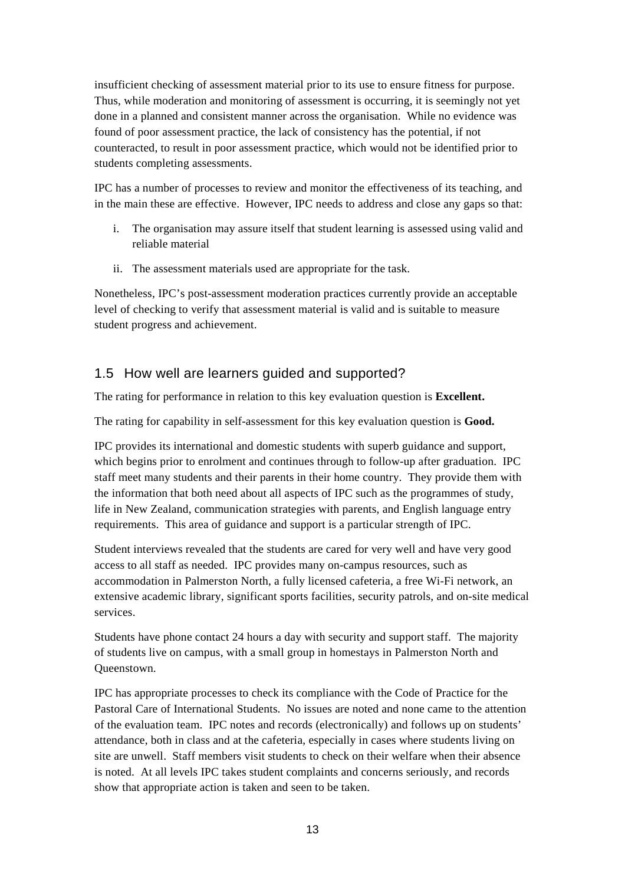insufficient checking of assessment material prior to its use to ensure fitness for purpose. Thus, while moderation and monitoring of assessment is occurring, it is seemingly not yet done in a planned and consistent manner across the organisation. While no evidence was found of poor assessment practice, the lack of consistency has the potential, if not counteracted, to result in poor assessment practice, which would not be identified prior to students completing assessments.

IPC has a number of processes to review and monitor the effectiveness of its teaching, and in the main these are effective. However, IPC needs to address and close any gaps so that:

i. The organisation may assure itself that student learning is assessed using valid and reliable material

ii. The assessment materials used are appropriate for the task.

Nonetheless, IPC's post-assessment moderation practices currently provide an acceptable level of checking to verify that assessment material is valid and is suitable to measure student progress and achievement.

## 1.5 How well are learners guided and supported?

The rating for performance in relation to this key evaluation question is **Excellent.**

The rating for capability in self-assessment for this key evaluation question is **Good.**

IPC provides its international and domestic students with superb guidance and support, which begins prior to enrolment and continues through to follow-up after graduation. IPC staff meet many students and their parents in their home country. They provide them with the information that both need about all aspects of IPC such as the programmes of study, life in New Zealand, communication strategies with parents, and English language entry requirements. This area of guidance and support is a particular strength of IPC.

Student interviews revealed that the students are cared for very well and have very good access to all staff as needed. IPC provides many on-campus resources, such as accommodation in Palmerston North, a fully licensed cafeteria, a free Wi-Fi network, an extensive academic library, significant sports facilities, security patrols, and on-site medical services.

Students have phone contact 24 hours a day with security and support staff. The majority of students live on campus, with a small group in homestays in Palmerston North and Queenstown.

IPC has appropriate processes to check its compliance with the Code of Practice for the Pastoral Care of International Students. No issues are noted and none came to the attention of the evaluation team. IPC notes and records (electronically) and follows up on students' attendance, both in class and at the cafeteria, especially in cases where students living on site are unwell. Staff members visit students to check on their welfare when their absence is noted. At all levels IPC takes student complaints and concerns seriously, and records show that appropriate action is taken and seen to be taken.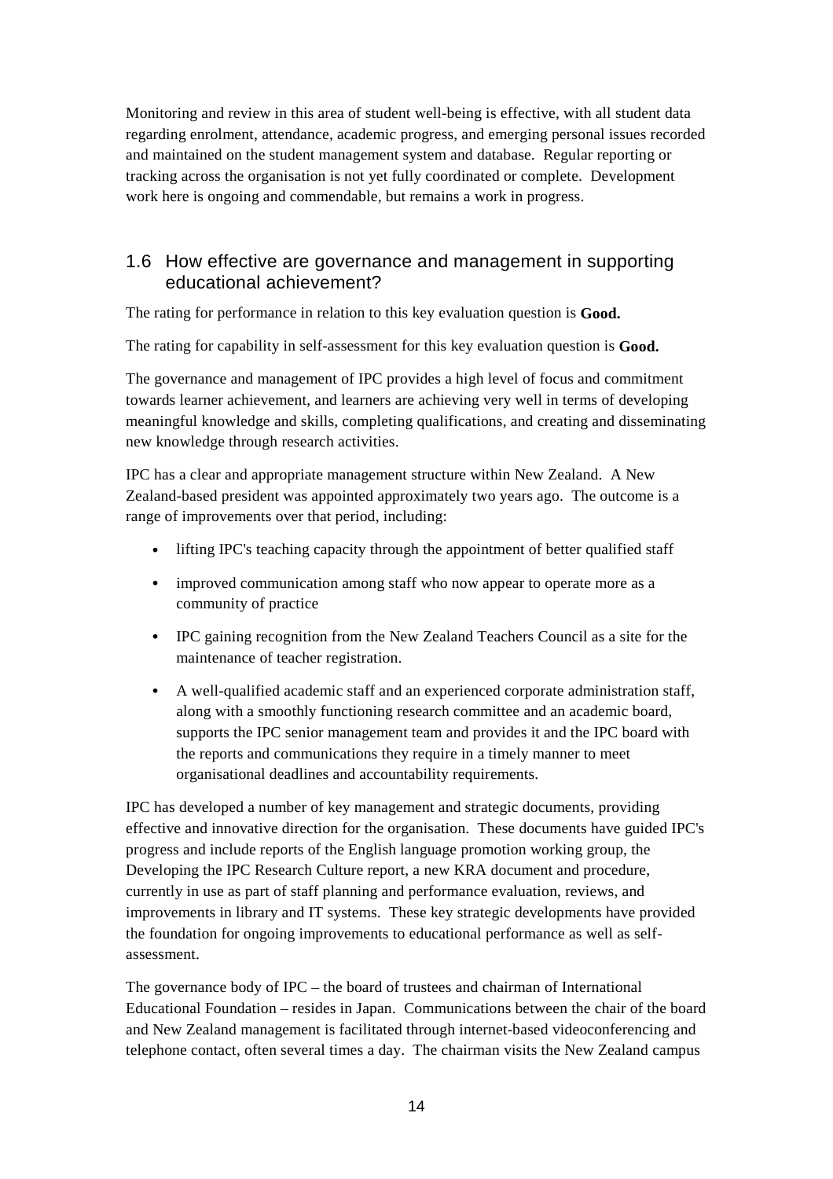Monitoring and review in this area of student well-being is effective, with all student data regarding enrolment, attendance, academic progress, and emerging personal issues recorded and maintained on the student management system and database. Regular reporting or tracking across the organisation is not yet fully coordinated or complete. Development work here is ongoing and commendable, but remains a work in progress.

## 1.6 How effective are governance and management in supporting educational achievement?

The rating for performance in relation to this key evaluation question is **Good.**

The rating for capability in self-assessment for this key evaluation question is **Good.**

The governance and management of IPC provides a high level of focus and commitment towards learner achievement, and learners are achieving very well in terms of developing meaningful knowledge and skills, completing qualifications, and creating and disseminating new knowledge through research activities.

IPC has a clear and appropriate management structure within New Zealand. A New Zealand-based president was appointed approximately two years ago. The outcome is a range of improvements over that period, including:

- lifting IPC's teaching capacity through the appointment of better qualified staff
- improved communication among staff who now appear to operate more as a community of practice
- IPC gaining recognition from the New Zealand Teachers Council as a site for the maintenance of teacher registration.
- A well-qualified academic staff and an experienced corporate administration staff, along with a smoothly functioning research committee and an academic board, supports the IPC senior management team and provides it and the IPC board with the reports and communications they require in a timely manner to meet organisational deadlines and accountability requirements.

IPC has developed a number of key management and strategic documents, providing effective and innovative direction for the organisation. These documents have guided IPC's progress and include reports of the English language promotion working group, the Developing the IPC Research Culture report, a new KRA document and procedure, currently in use as part of staff planning and performance evaluation, reviews, and improvements in library and IT systems. These key strategic developments have provided the foundation for ongoing improvements to educational performance as well as self-assessment.

The governance body of IPC – the board of trustees and chairman of International Educational Foundation – resides in Japan. Communications between the chair of the board and New Zealand management is facilitated through internet-based videoconferencing and telephone contact, often several times a day. The chairman visits the New Zealand campus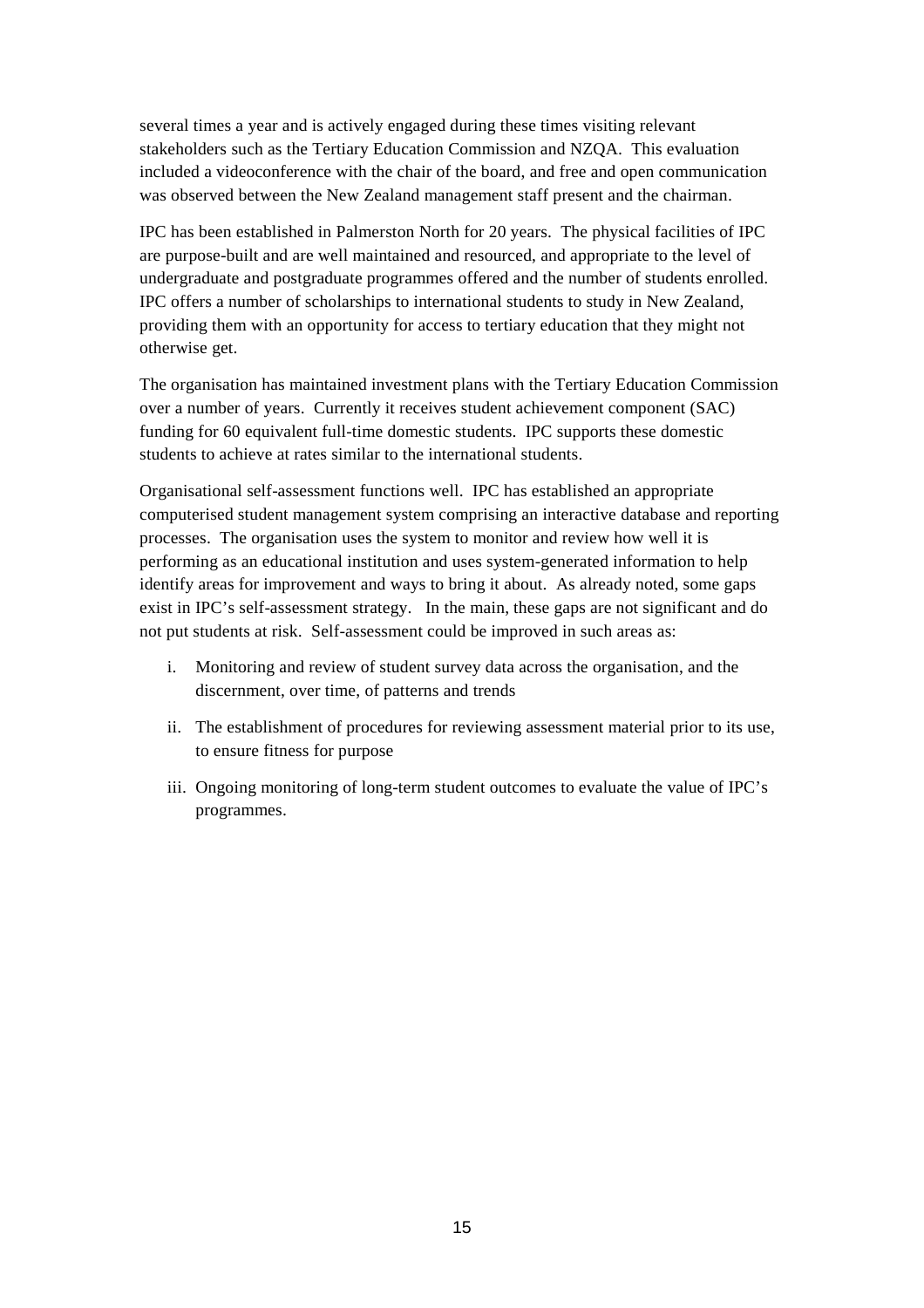several times a year and is actively engaged during these times visiting relevant stakeholders such as the Tertiary Education Commission and NZQA. This evaluation included a videoconference with the chair of the board, and free and open communication was observed between the New Zealand management staff present and the chairman.

IPC has been established in Palmerston North for 20 years. The physical facilities of IPC are purpose-built and are well maintained and resourced, and appropriate to the level of undergraduate and postgraduate programmes offered and the number of students enrolled. IPC offers a number of scholarships to international students to study in New Zealand, providing them with an opportunity for access to tertiary education that they might not otherwise get.

The organisation has maintained investment plans with the Tertiary Education Commission over a number of years. Currently it receives student achievement component (SAC) funding for 60 equivalent full-time domestic students. IPC supports these domestic students to achieve at rates similar to the international students.

Organisational self-assessment functions well. IPC has established an appropriate computerised student management system comprising an interactive database and reporting processes. The organisation uses the system to monitor and review how well it is performing as an educational institution and uses system-generated information to help identify areas for improvement and ways to bring it about. As already noted, some gaps exist in IPC's self-assessment strategy. In the main, these gaps are not significant and do not put students at risk. Self-assessment could be improved in such areas as:

i. Monitoring and review of student survey data across the organisation, and the discernment, over time, of patterns and trends

ii. The establishment of procedures for reviewing assessment material prior to its use, to ensure fitness for purpose

iii. Ongoing monitoring of long-term student outcomes to evaluate the value of IPC's programmes.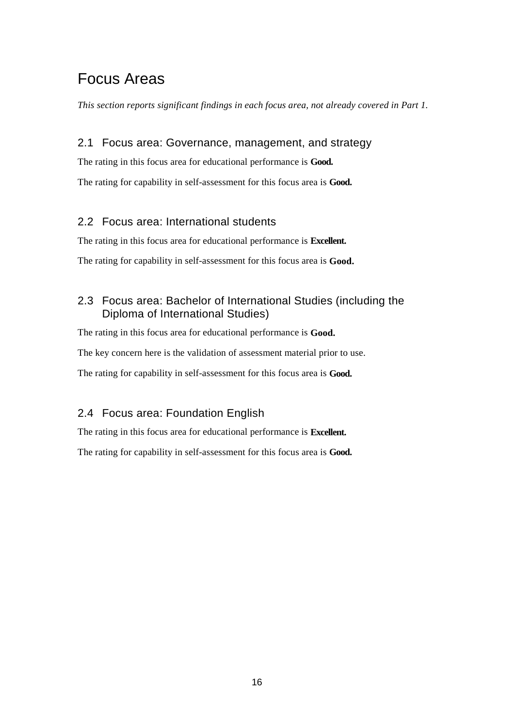# Focus Areas

*This section reports significant findings in each focus area, not already covered in Part 1.*

## 2.1 Focus area: Governance, management, and strategy

The rating in this focus area for educational performance is **Good.**

The rating for capability in self-assessment for this focus area is **Good.**

## 2.2 Focus area: International students

The rating in this focus area for educational performance is **Excellent.**

The rating for capability in self-assessment for this focus area is **Good.**

## 2.3 Focus area: Bachelor of International Studies (including the Diploma of International Studies)

The rating in this focus area for educational performance is **Good.**

The key concern here is the validation of assessment material prior to use.

The rating for capability in self-assessment for this focus area is **Good.**

## 2.4 Focus area: Foundation English

The rating in this focus area for educational performance is **Excellent.**

The rating for capability in self-assessment for this focus area is **Good.**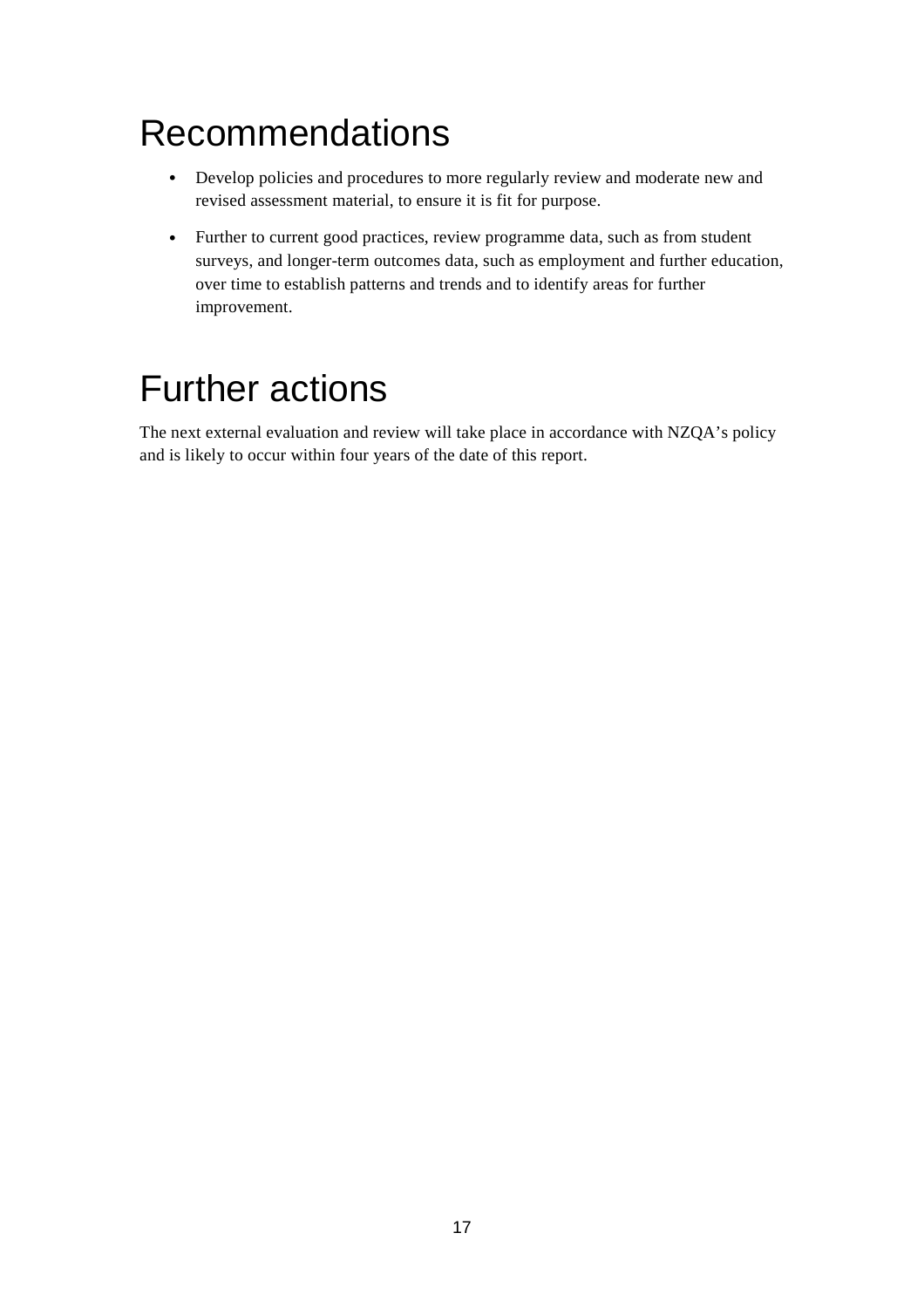# Recommendations

- Develop policies and procedures to more regularly review and moderate new and revised assessment material, to ensure it is fit for purpose.
- Further to current good practices, review programme data, such as from student surveys, and longer-term outcomes data, such as employment and further education, over time to establish patterns and trends and to identify areas for further improvement.

# Further actions

The next external evaluation and review will take place in accordance with NZQA's policy and is likely to occur within four years of the date of this report.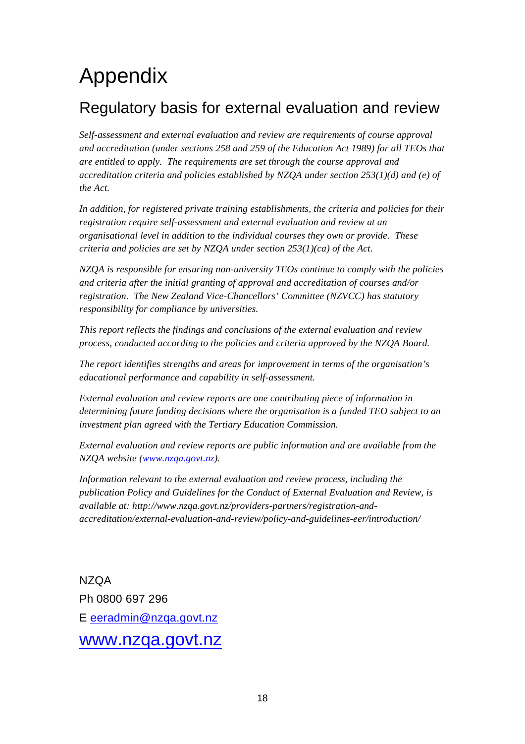# Appendix

## Regulatory basis for external evaluation and review

*Self-assessment and external evaluation and review are requirements of course approval and accreditation (under sections 258 and 259 of the Education Act 1989) for all TEOs that are entitled to apply. The requirements are set through the course approval and accreditation criteria and policies established by NZQA under section 253(1)(d) and (e) of the Act.*

*In addition, for registered private training establishments, the criteria and policies for their registration require self-assessment and external evaluation and review at an organisational level in addition to the individual courses they own or provide. These criteria and policies are set by NZQA under section 253(1)(ca) of the Act.*

*NZQA is responsible for ensuring non-university TEOs continue to comply with the policies and criteria after the initial granting of approval and accreditation of courses and/or registration. The New Zealand Vice-Chancellors' Committee (NZVCC) has statutory responsibility for compliance by universities.*

*This report reflects the findings and conclusions of the external evaluation and review process, conducted according to the policies and criteria approved by the NZQA Board.*

*The report identifies strengths and areas for improvement in terms of the organisation's educational performance and capability in self-assessment.*

*External evaluation and review reports are one contributing piece of information in determining future funding decisions where the organisation is a funded TEO subject to an investment plan agreed with the Tertiary Education Commission.*

*External evaluation and review reports are public information and are available from the NZQA website (www.nzqa.govt.nz).*

*Information relevant to the external evaluation and review process, including the publication Policy and Guidelines for the Conduct of External Evaluation and Review, is available at: http://www.nzqa.govt.nz/providers-partners/registration-and-accreditation/external-evaluation-and-review/policy-and-guidelines-eer/introduction/*

NZQA

Ph 0800 697 296

E eeradmin@nzqa.govt.nz

www.nzqa.govt.nz